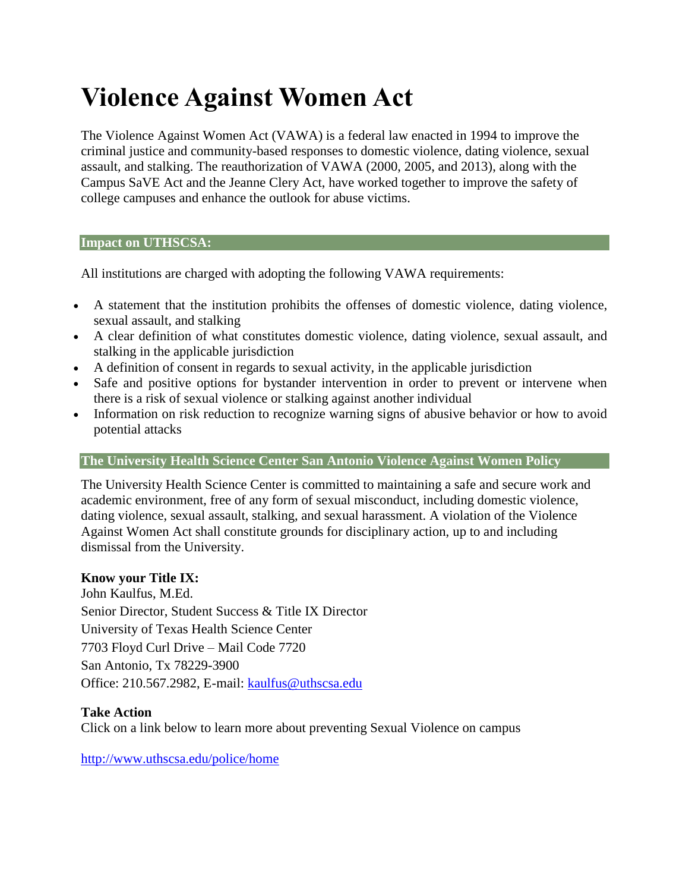# Violence Against Women Act

The Violence Against Women Act (VAWA) is a federal law enacted in 1994 to improve the criminal justice and community-based responses to domestic violence, dating violence, sexual assault, and stalking. The reauthorization of VAWA (2000, 2005, and 2013), along with the Campus SaVE Act and the Jeanne Clery Act, have worked together to improve the safety of college campuses and enhance the outlook for abuse victims.

## Impact on UTHSCSA:

All institutions are charged with adopting the following VAWA requirements:

- A statement that the institution prohibits the offenses of domestic violence, dating violence, sexual assault, and stalking
- A clear definition of what constitutes domestic violence, dating violence, sexual assault, and stalking in the applicable jurisdiction
- A definition of consent in regards to sexual activity, in the applicable jurisdiction
- Safe and positive options for bystander intervention in order to prevent or intervene when there is a risk of sexual violence or stalking against another individual
- Information on risk reduction to recognize warning signs of abusive behavior or how to avoid potential attacks

## The University Health Science Center San Antonio Violence Against Women Policy

The University Health Science Center is committed to maintaining a safe and secure work and academic environment, free of any form of sexual misconduct, including domestic violence, dating violence, sexual assault, stalking, and sexual harassment. A violation of the Violence Against Women Act shall constitute grounds for disciplinary action, up to and including dismissal from the University.

**Know your Title IX:**
John Kaulfus, M.Ed.
Senior Director, Student Success & Title IX Director
University of Texas Health Science Center
7703 Floyd Curl Drive – Mail Code 7720
San Antonio, Tx 78229-3900
Office: 210.567.2982, E-mail: kaulfus@uthscsa.edu

**Take Action**
Click on a link below to learn more about preventing Sexual Violence on campus

http://www.uthscsa.edu/police/home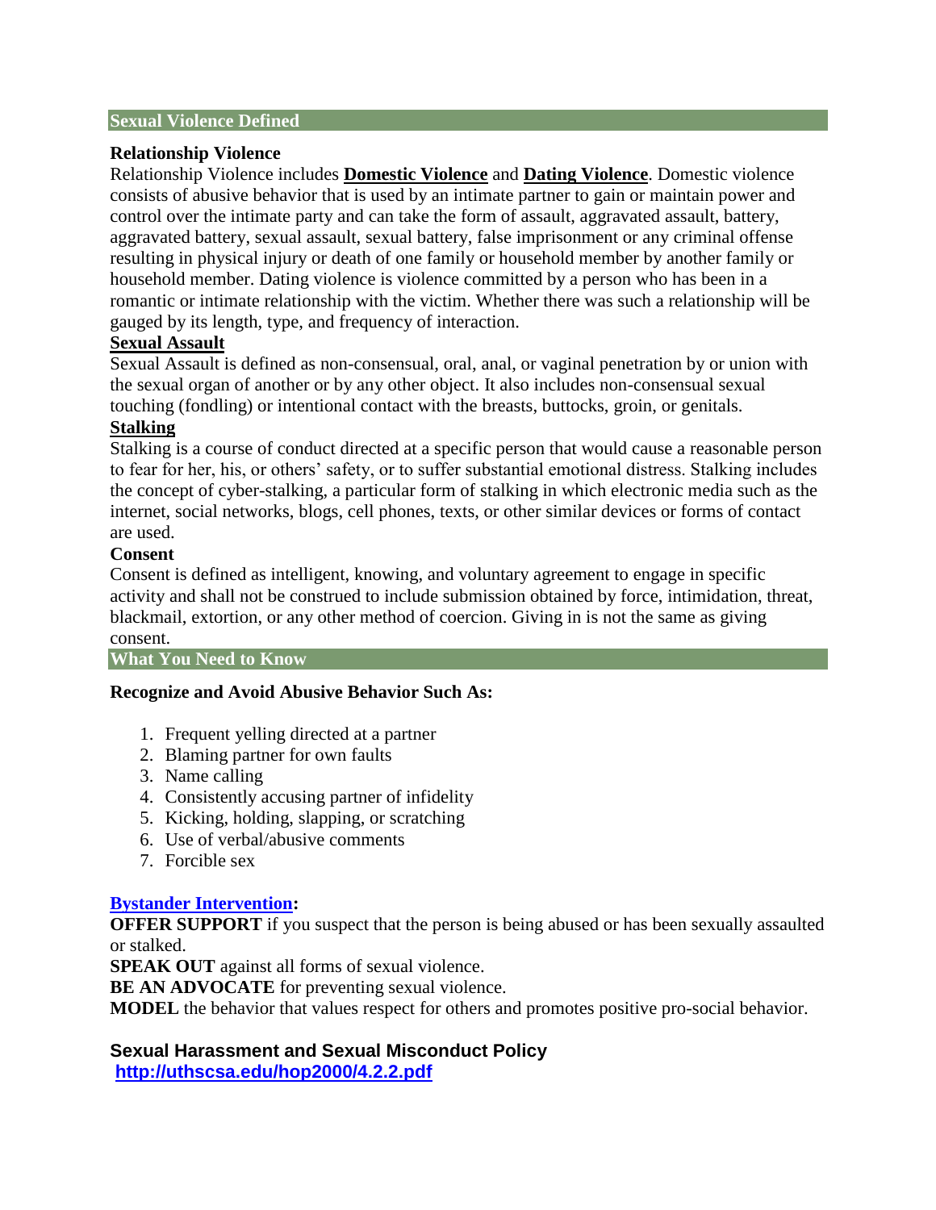## Sexual Violence Defined

**Relationship Violence**

Relationship Violence includes **Domestic Violence** and **Dating Violence**. Domestic violence consists of abusive behavior that is used by an intimate partner to gain or maintain power and control over the intimate party and can take the form of assault, aggravated assault, battery, aggravated battery, sexual assault, sexual battery, false imprisonment or any criminal offense resulting in physical injury or death of one family or household member by another family or household member. Dating violence is violence committed by a person who has been in a romantic or intimate relationship with the victim. Whether there was such a relationship will be gauged by its length, type, and frequency of interaction.

**Sexual Assault**

Sexual Assault is defined as non-consensual, oral, anal, or vaginal penetration by or union with the sexual organ of another or by any other object. It also includes non-consensual sexual touching (fondling) or intentional contact with the breasts, buttocks, groin, or genitals.

**Stalking**

Stalking is a course of conduct directed at a specific person that would cause a reasonable person to fear for her, his, or others' safety, or to suffer substantial emotional distress. Stalking includes the concept of cyber-stalking, a particular form of stalking in which electronic media such as the internet, social networks, blogs, cell phones, texts, or other similar devices or forms of contact are used.

**Consent**

Consent is defined as intelligent, knowing, and voluntary agreement to engage in specific activity and shall not be construed to include submission obtained by force, intimidation, threat, blackmail, extortion, or any other method of coercion. Giving in is not the same as giving consent.

## What You Need to Know

**Recognize and Avoid Abusive Behavior Such As:**

1. Frequent yelling directed at a partner
2. Blaming partner for own faults
3. Name calling
4. Consistently accusing partner of infidelity
5. Kicking, holding, slapping, or scratching
6. Use of verbal/abusive comments
7. Forcible sex

**Bystander Intervention:**

**OFFER SUPPORT** if you suspect that the person is being abused or has been sexually assaulted or stalked.

**SPEAK OUT** against all forms of sexual violence.

**BE AN ADVOCATE** for preventing sexual violence.

**MODEL** the behavior that values respect for others and promotes positive pro-social behavior.

### Sexual Harassment and Sexual Misconduct Policy

**http://uthscsa.edu/hop2000/4.2.2.pdf**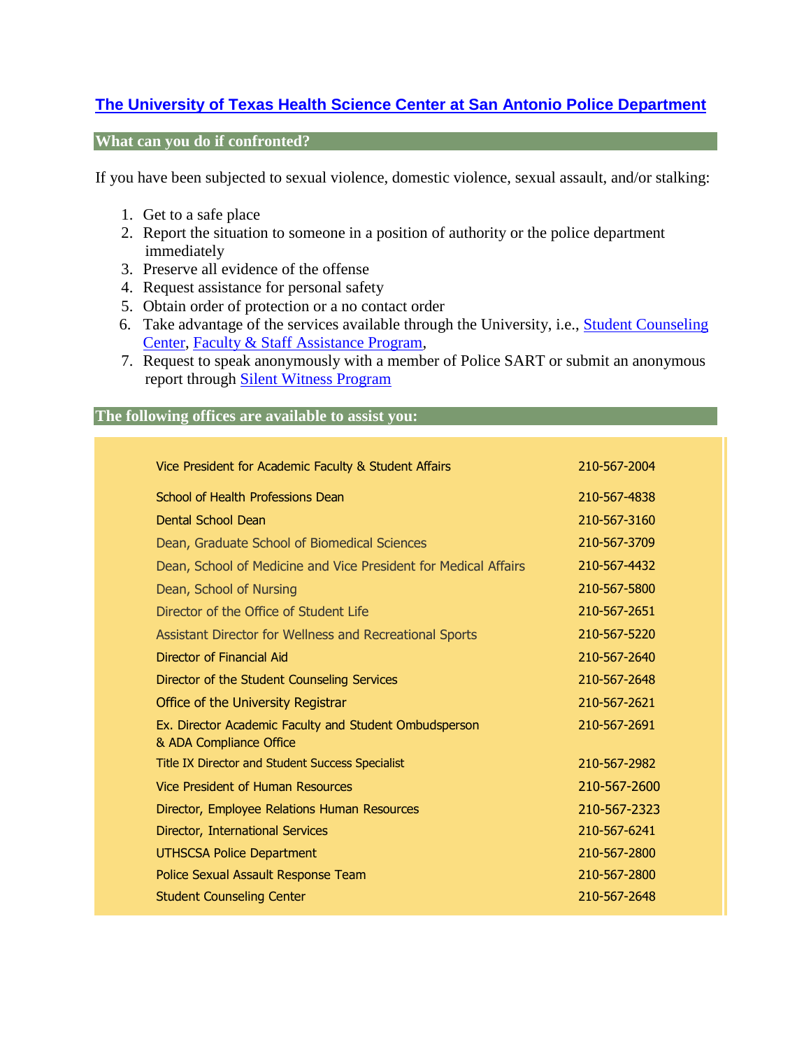## The University of Texas Health Science Center at San Antonio Police Department

### What can you do if confronted?

If you have been subjected to sexual violence, domestic violence, sexual assault, and/or stalking:

1. Get to a safe place
2. Report the situation to someone in a position of authority or the police department immediately
3. Preserve all evidence of the offense
4. Request assistance for personal safety
5. Obtain order of protection or a no contact order
6. Take advantage of the services available through the University, i.e., Student Counseling Center, Faculty & Staff Assistance Program,
7. Request to speak anonymously with a member of Police SART or submit an anonymous report through Silent Witness Program

### The following offices are available to assist you:

| | |
|---|---|
| Vice President for Academic Faculty & Student Affairs | 210-567-2004 |
| School of Health Professions Dean | 210-567-4838 |
| Dental School Dean | 210-567-3160 |
| Dean, Graduate School of Biomedical Sciences | 210-567-3709 |
| Dean, School of Medicine and Vice President for Medical Affairs | 210-567-4432 |
| Dean, School of Nursing | 210-567-5800 |
| Director of the Office of Student Life | 210-567-2651 |
| Assistant Director for Wellness and Recreational Sports | 210-567-5220 |
| Director of Financial Aid | 210-567-2640 |
| Director of the Student Counseling Services | 210-567-2648 |
| Office of the University Registrar | 210-567-2621 |
| Ex. Director Academic Faculty and Student Ombudsperson & ADA Compliance Office | 210-567-2691 |
| Title IX Director and Student Success Specialist | 210-567-2982 |
| Vice President of Human Resources | 210-567-2600 |
| Director, Employee Relations Human Resources | 210-567-2323 |
| Director, International Services | 210-567-6241 |
| UTHSCSA Police Department | 210-567-2800 |
| Police Sexual Assault Response Team | 210-567-2800 |
| Student Counseling Center | 210-567-2648 |